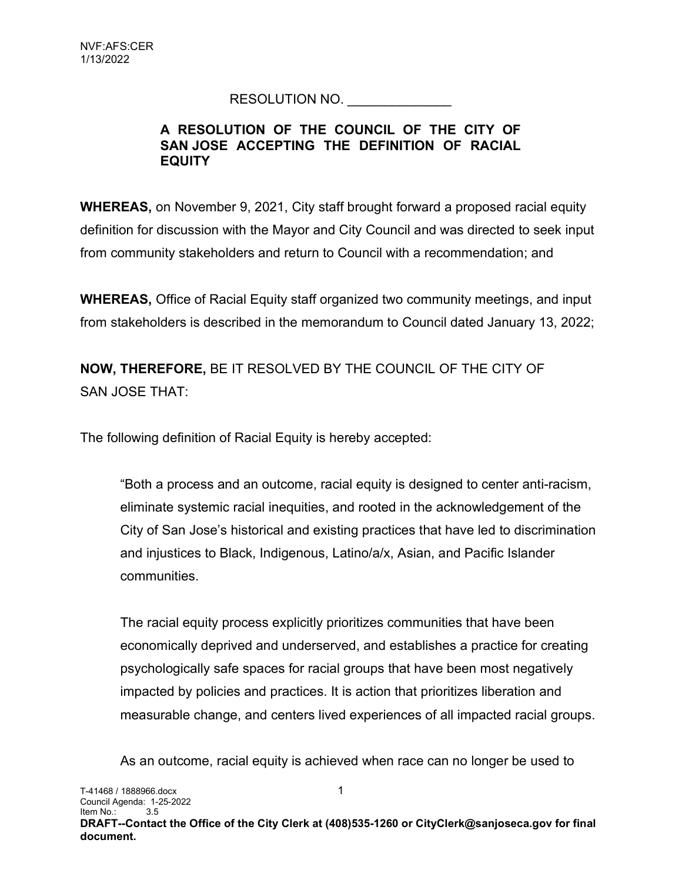NVF:AFS:CER
1/13/2022

RESOLUTION NO. ______________

**A RESOLUTION OF THE COUNCIL OF THE CITY OF SAN JOSE ACCEPTING THE DEFINITION OF RACIAL EQUITY**

**WHEREAS,** on November 9, 2021, City staff brought forward a proposed racial equity definition for discussion with the Mayor and City Council and was directed to seek input from community stakeholders and return to Council with a recommendation; and

**WHEREAS,** Office of Racial Equity staff organized two community meetings, and input from stakeholders is described in the memorandum to Council dated January 13, 2022;

**NOW, THEREFORE,** BE IT RESOLVED BY THE COUNCIL OF THE CITY OF SAN JOSE THAT:

The following definition of Racial Equity is hereby accepted:

> "Both a process and an outcome, racial equity is designed to center anti-racism, eliminate systemic racial inequities, and rooted in the acknowledgement of the City of San Jose's historical and existing practices that have led to discrimination and injustices to Black, Indigenous, Latino/a/x, Asian, and Pacific Islander communities.
>
> The racial equity process explicitly prioritizes communities that have been economically deprived and underserved, and establishes a practice for creating psychologically safe spaces for racial groups that have been most negatively impacted by policies and practices. It is action that prioritizes liberation and measurable change, and centers lived experiences of all impacted racial groups.
>
> As an outcome, racial equity is achieved when race can no longer be used to

T-41468 / 1888966.docx
Council Agenda: 1-25-2022
Item No.: 3.5

**DRAFT--Contact the Office of the City Clerk at (408)535-1260 or CityClerk@sanjoseca.gov for final document.**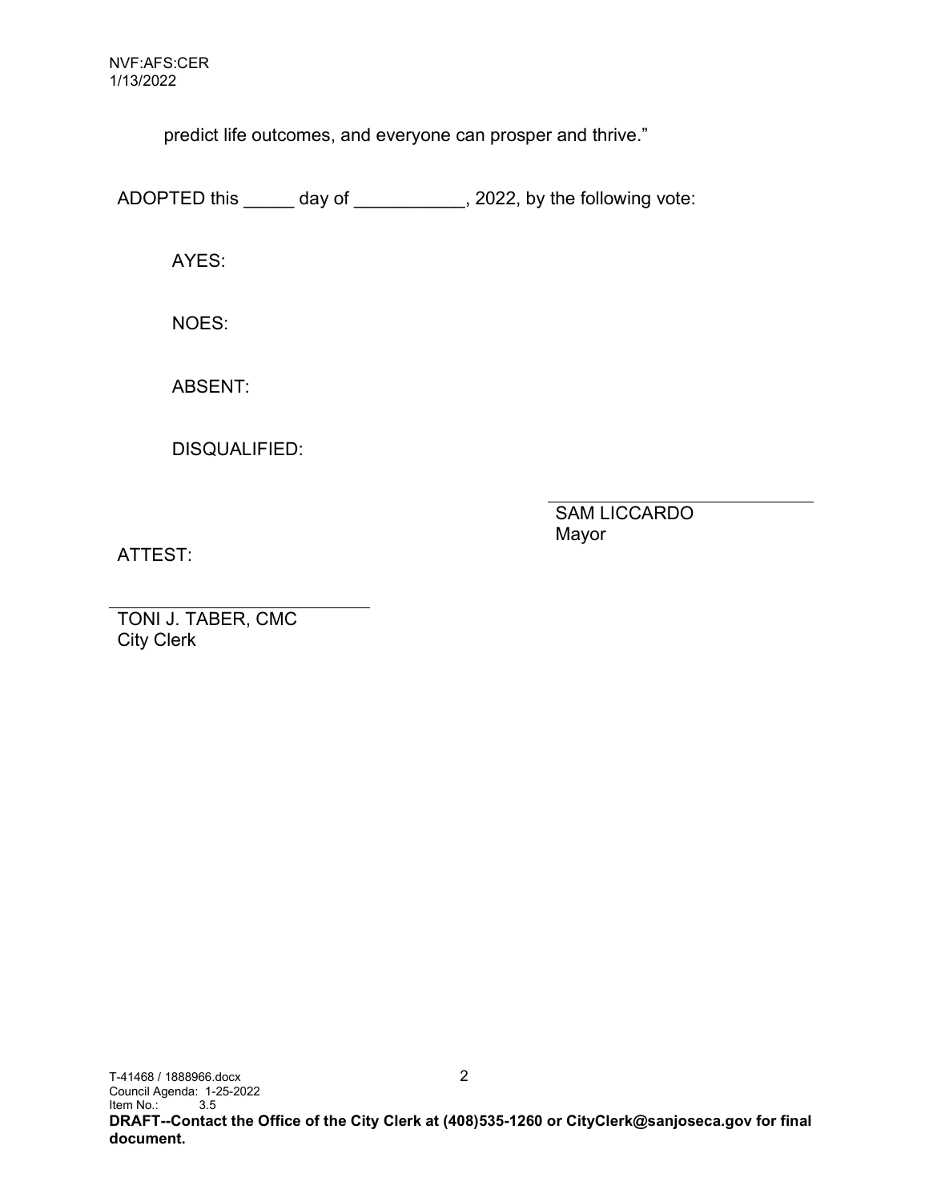predict life outcomes, and everyone can prosper and thrive."

ADOPTED this _____ day of ___________, 2022, by the following vote:

AYES:

NOES:

ABSENT:

DISQUALIFIED:

SAM LICCARDO
Mayor

ATTEST:

TONI J. TABER, CMC
City Clerk

T-41468 / 1888966.docx
Council Agenda: 1-25-2022
Item No.: 3.5

**DRAFT--Contact the Office of the City Clerk at (408)535-1260 or CityClerk@sanjoseca.gov for final document.**